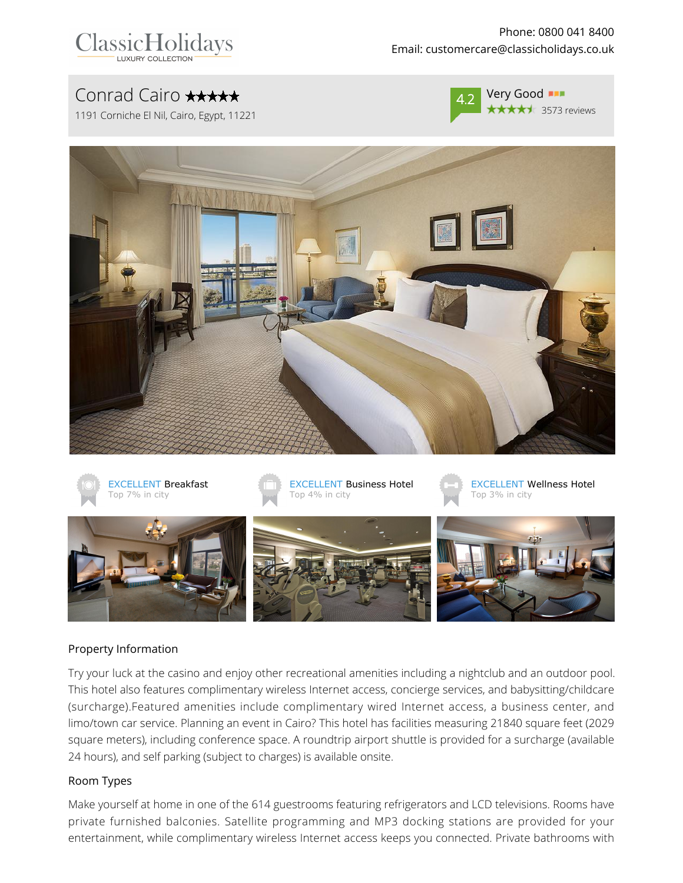ClassicHolidays
LUXURY COLLECTION

Phone: 0800 041 8400
Email: customercare@classicholidays.co.uk

# Conrad Cairo ★★★★★

1191 Corniche El Nil, Cairo, Egypt, 11221

4.2 Very Good
3573 reviews

EXCELLENT Breakfast
Top 7% in city

EXCELLENT Business Hotel
Top 4% in city

EXCELLENT Wellness Hotel
Top 3% in city

## Property Information

Try your luck at the casino and enjoy other recreational amenities including a nightclub and an outdoor pool. This hotel also features complimentary wireless Internet access, concierge services, and babysitting/childcare (surcharge).Featured amenities include complimentary wired Internet access, a business center, and limo/town car service. Planning an event in Cairo? This hotel has facilities measuring 21840 square feet (2029 square meters), including conference space. A roundtrip airport shuttle is provided for a surcharge (available 24 hours), and self parking (subject to charges) is available onsite.

## Room Types

Make yourself at home in one of the 614 guestrooms featuring refrigerators and LCD televisions. Rooms have private furnished balconies. Satellite programming and MP3 docking stations are provided for your entertainment, while complimentary wireless Internet access keeps you connected. Private bathrooms with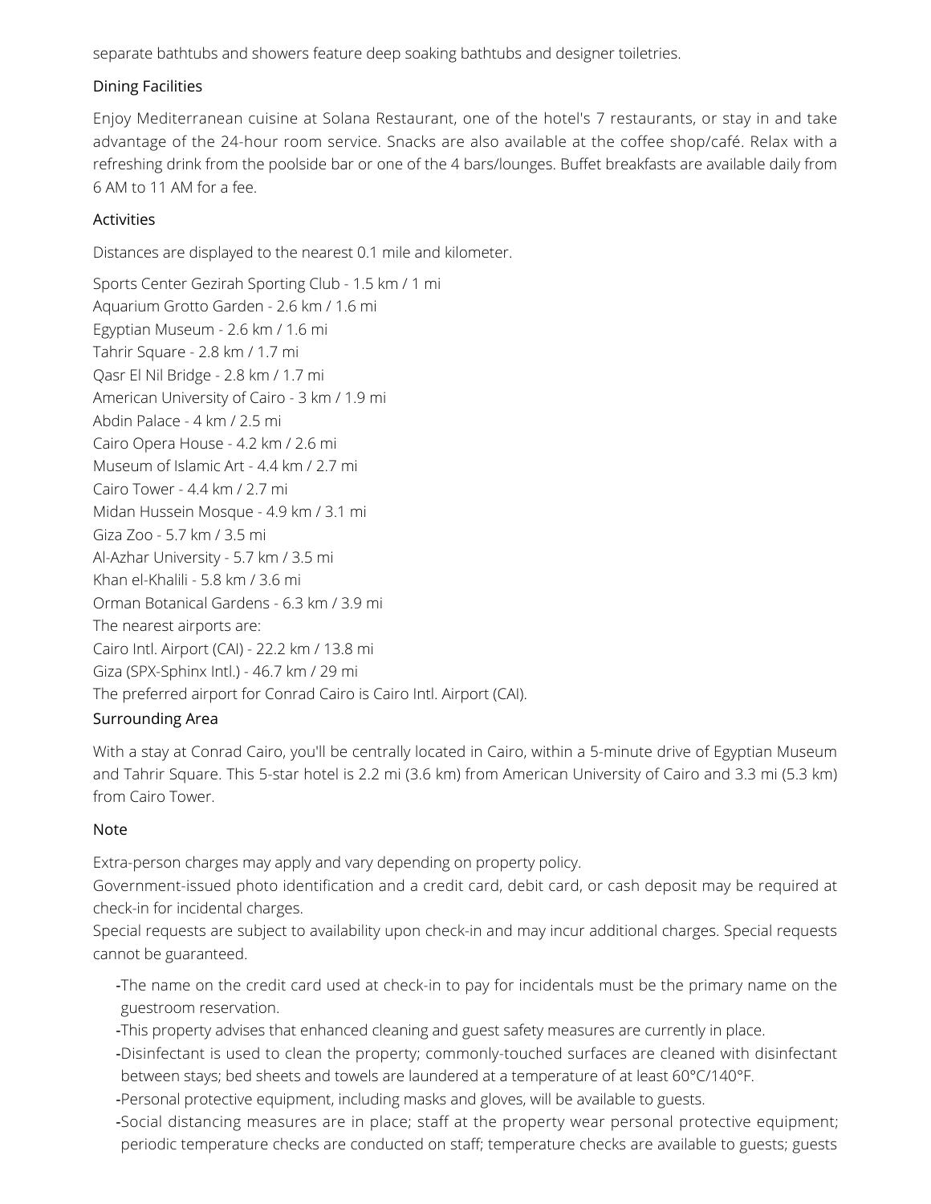separate bathtubs and showers feature deep soaking bathtubs and designer toiletries.

## Dining Facilities

Enjoy Mediterranean cuisine at Solana Restaurant, one of the hotel's 7 restaurants, or stay in and take advantage of the 24-hour room service. Snacks are also available at the coffee shop/café. Relax with a refreshing drink from the poolside bar or one of the 4 bars/lounges. Buffet breakfasts are available daily from 6 AM to 11 AM for a fee.

## Activities

Distances are displayed to the nearest 0.1 mile and kilometer.

Sports Center Gezirah Sporting Club - 1.5 km / 1 mi
Aquarium Grotto Garden - 2.6 km / 1.6 mi
Egyptian Museum - 2.6 km / 1.6 mi
Tahrir Square - 2.8 km / 1.7 mi
Qasr El Nil Bridge - 2.8 km / 1.7 mi
American University of Cairo - 3 km / 1.9 mi
Abdin Palace - 4 km / 2.5 mi
Cairo Opera House - 4.2 km / 2.6 mi
Museum of Islamic Art - 4.4 km / 2.7 mi
Cairo Tower - 4.4 km / 2.7 mi
Midan Hussein Mosque - 4.9 km / 3.1 mi
Giza Zoo - 5.7 km / 3.5 mi
Al-Azhar University - 5.7 km / 3.5 mi
Khan el-Khalili - 5.8 km / 3.6 mi
Orman Botanical Gardens - 6.3 km / 3.9 mi
The nearest airports are:
Cairo Intl. Airport (CAI) - 22.2 km / 13.8 mi
Giza (SPX-Sphinx Intl.) - 46.7 km / 29 mi
The preferred airport for Conrad Cairo is Cairo Intl. Airport (CAI).

## Surrounding Area

With a stay at Conrad Cairo, you'll be centrally located in Cairo, within a 5-minute drive of Egyptian Museum and Tahrir Square. This 5-star hotel is 2.2 mi (3.6 km) from American University of Cairo and 3.3 mi (5.3 km) from Cairo Tower.

## Note

Extra-person charges may apply and vary depending on property policy.
Government-issued photo identification and a credit card, debit card, or cash deposit may be required at check-in for incidental charges.
Special requests are subject to availability upon check-in and may incur additional charges. Special requests cannot be guaranteed.

- The name on the credit card used at check-in to pay for incidentals must be the primary name on the guestroom reservation.
- This property advises that enhanced cleaning and guest safety measures are currently in place.
- Disinfectant is used to clean the property; commonly-touched surfaces are cleaned with disinfectant between stays; bed sheets and towels are laundered at a temperature of at least 60°C/140°F.
- Personal protective equipment, including masks and gloves, will be available to guests.
- Social distancing measures are in place; staff at the property wear personal protective equipment; periodic temperature checks are conducted on staff; temperature checks are available to guests; guests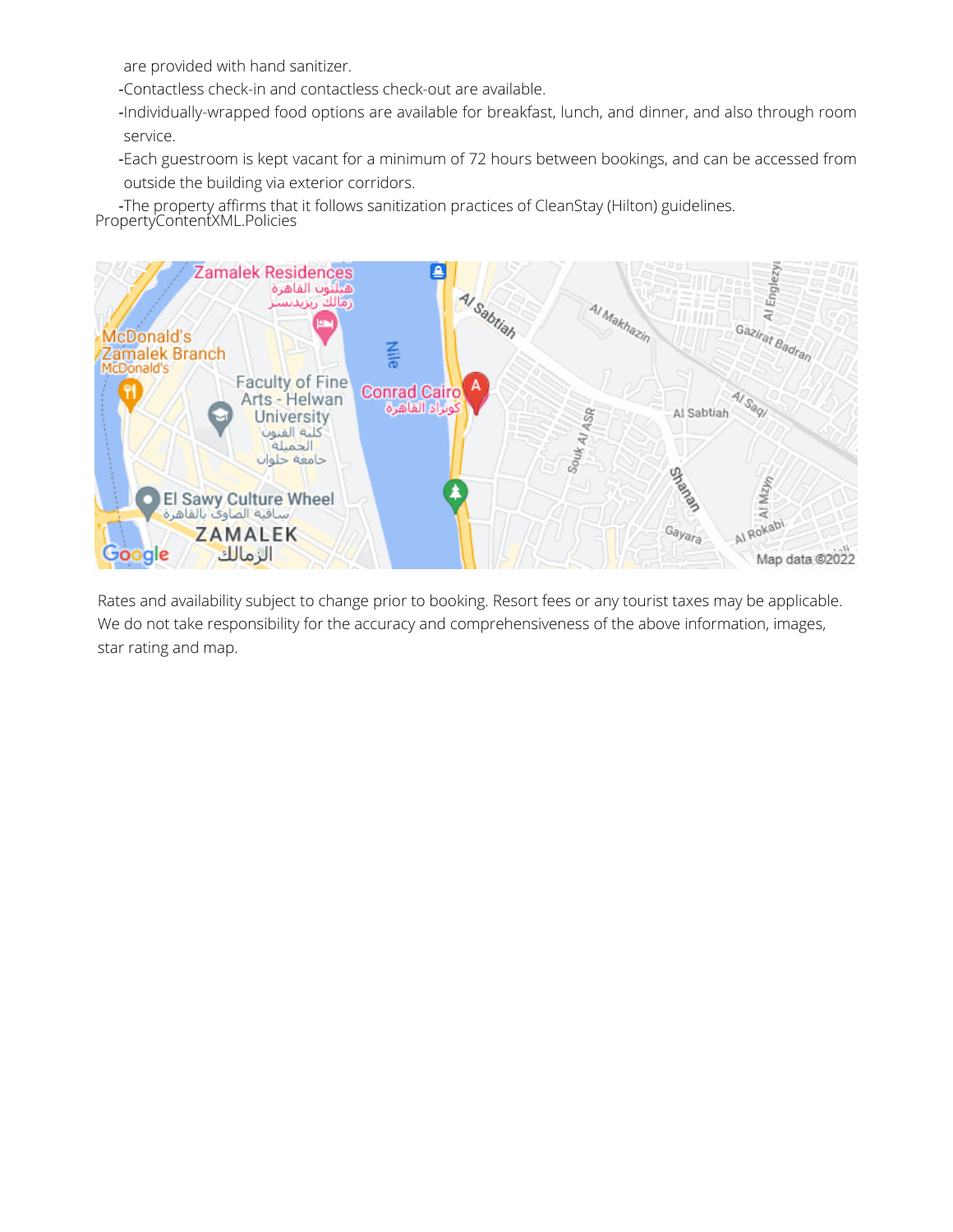are provided with hand sanitizer.

- Contactless check-in and contactless check-out are available.
- Individually-wrapped food options are available for breakfast, lunch, and dinner, and also through room service.
- Each guestroom is kept vacant for a minimum of 72 hours between bookings, and can be accessed from outside the building via exterior corridors.
- The property affirms that it follows sanitization practices of CleanStay (Hilton) guidelines.

PropertyContentXML.Policies

Zamalek Residences
McDonald's Zamalek Branch
McDonald's
Faculty of Fine Arts - Helwan University
Nile
Conrad Cairo
Al Sabtiah
Al Makhazin
Gazirat Badran
Al Englezy
Al Sabtiah
Al Saqi
Souk Al ASR
El Sawy Culture Wheel
ZAMALEK
Shanan
Gayara
Al Rokabi
Al Mzyn
Google
Map data ©2022

Rates and availability subject to change prior to booking. Resort fees or any tourist taxes may be applicable. We do not take responsibility for the accuracy and comprehensiveness of the above information, images, star rating and map.